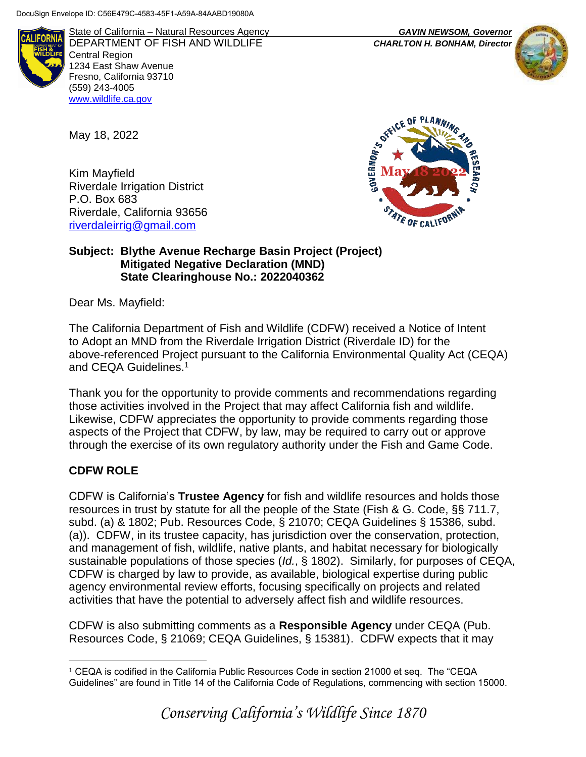DocuSign Envelope ID: C56E479C-4583-45F1-A59A-84AABD19080A

State of California – Natural Resources Agency
DEPARTMENT OF FISH AND WILDLIFE
Central Region
1234 East Shaw Avenue
Fresno, California 93710
(559) 243-4005
www.wildlife.ca.gov

***GAVIN NEWSOM, Governor***
***CHARLTON H. BONHAM, Director***

May 18, 2022

Kim Mayfield
Riverdale Irrigation District
P.O. Box 683
Riverdale, California 93656
riverdaleirrig@gmail.com

**Subject: Blythe Avenue Recharge Basin Project (Project)**
**Mitigated Negative Declaration (MND)**
**State Clearinghouse No.: 2022040362**

Dear Ms. Mayfield:

The California Department of Fish and Wildlife (CDFW) received a Notice of Intent to Adopt an MND from the Riverdale Irrigation District (Riverdale ID) for the above-referenced Project pursuant to the California Environmental Quality Act (CEQA) and CEQA Guidelines.[1]

Thank you for the opportunity to provide comments and recommendations regarding those activities involved in the Project that may affect California fish and wildlife. Likewise, CDFW appreciates the opportunity to provide comments regarding those aspects of the Project that CDFW, by law, may be required to carry out or approve through the exercise of its own regulatory authority under the Fish and Game Code.

## CDFW ROLE

CDFW is California's **Trustee Agency** for fish and wildlife resources and holds those resources in trust by statute for all the people of the State (Fish & G. Code, §§ 711.7, subd. (a) & 1802; Pub. Resources Code, § 21070; CEQA Guidelines § 15386, subd. (a)). CDFW, in its trustee capacity, has jurisdiction over the conservation, protection, and management of fish, wildlife, native plants, and habitat necessary for biologically sustainable populations of those species (*Id.*, § 1802). Similarly, for purposes of CEQA, CDFW is charged by law to provide, as available, biological expertise during public agency environmental review efforts, focusing specifically on projects and related activities that have the potential to adversely affect fish and wildlife resources.

CDFW is also submitting comments as a **Responsible Agency** under CEQA (Pub. Resources Code, § 21069; CEQA Guidelines, § 15381). CDFW expects that it may

[1] CEQA is codified in the California Public Resources Code in section 21000 et seq. The "CEQA Guidelines" are found in Title 14 of the California Code of Regulations, commencing with section 15000.

*Conserving California's Wildlife Since 1870*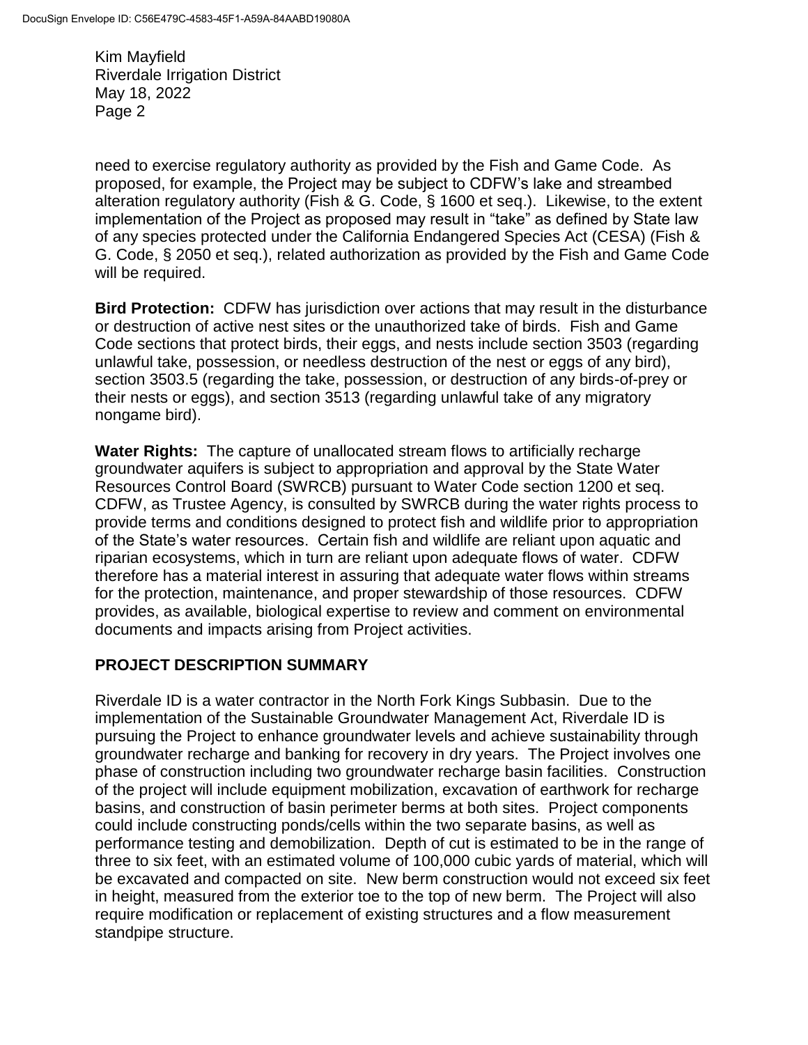need to exercise regulatory authority as provided by the Fish and Game Code. As proposed, for example, the Project may be subject to CDFW's lake and streambed alteration regulatory authority (Fish & G. Code, § 1600 et seq.). Likewise, to the extent implementation of the Project as proposed may result in "take" as defined by State law of any species protected under the California Endangered Species Act (CESA) (Fish & G. Code, § 2050 et seq.), related authorization as provided by the Fish and Game Code will be required.

**Bird Protection:** CDFW has jurisdiction over actions that may result in the disturbance or destruction of active nest sites or the unauthorized take of birds. Fish and Game Code sections that protect birds, their eggs, and nests include section 3503 (regarding unlawful take, possession, or needless destruction of the nest or eggs of any bird), section 3503.5 (regarding the take, possession, or destruction of any birds-of-prey or their nests or eggs), and section 3513 (regarding unlawful take of any migratory nongame bird).

**Water Rights:** The capture of unallocated stream flows to artificially recharge groundwater aquifers is subject to appropriation and approval by the State Water Resources Control Board (SWRCB) pursuant to Water Code section 1200 et seq. CDFW, as Trustee Agency, is consulted by SWRCB during the water rights process to provide terms and conditions designed to protect fish and wildlife prior to appropriation of the State's water resources. Certain fish and wildlife are reliant upon aquatic and riparian ecosystems, which in turn are reliant upon adequate flows of water. CDFW therefore has a material interest in assuring that adequate water flows within streams for the protection, maintenance, and proper stewardship of those resources. CDFW provides, as available, biological expertise to review and comment on environmental documents and impacts arising from Project activities.

## PROJECT DESCRIPTION SUMMARY

Riverdale ID is a water contractor in the North Fork Kings Subbasin. Due to the implementation of the Sustainable Groundwater Management Act, Riverdale ID is pursuing the Project to enhance groundwater levels and achieve sustainability through groundwater recharge and banking for recovery in dry years. The Project involves one phase of construction including two groundwater recharge basin facilities. Construction of the project will include equipment mobilization, excavation of earthwork for recharge basins, and construction of basin perimeter berms at both sites. Project components could include constructing ponds/cells within the two separate basins, as well as performance testing and demobilization. Depth of cut is estimated to be in the range of three to six feet, with an estimated volume of 100,000 cubic yards of material, which will be excavated and compacted on site. New berm construction would not exceed six feet in height, measured from the exterior toe to the top of new berm. The Project will also require modification or replacement of existing structures and a flow measurement standpipe structure.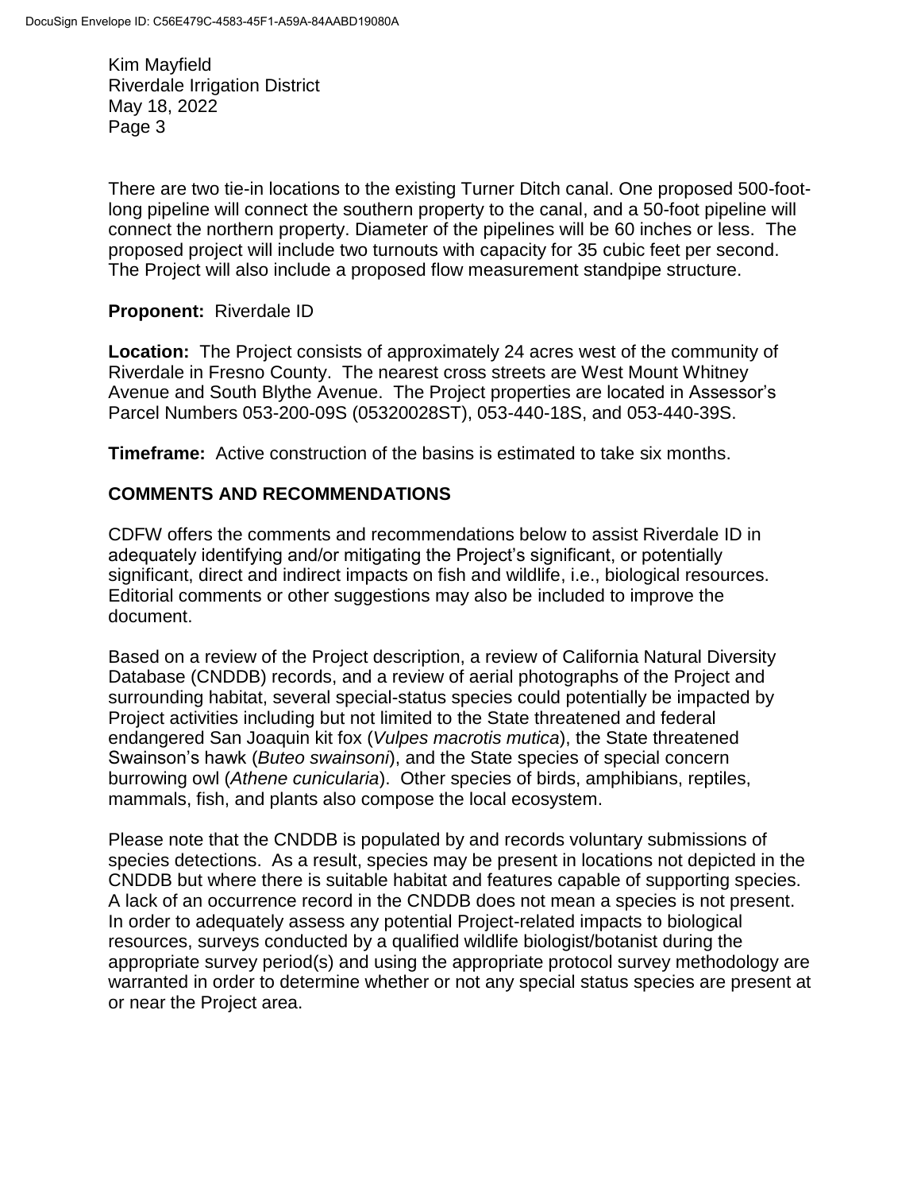There are two tie-in locations to the existing Turner Ditch canal. One proposed 500-foot-long pipeline will connect the southern property to the canal, and a 50-foot pipeline will connect the northern property. Diameter of the pipelines will be 60 inches or less. The proposed project will include two turnouts with capacity for 35 cubic feet per second. The Project will also include a proposed flow measurement standpipe structure.

**Proponent:** Riverdale ID

**Location:** The Project consists of approximately 24 acres west of the community of Riverdale in Fresno County. The nearest cross streets are West Mount Whitney Avenue and South Blythe Avenue. The Project properties are located in Assessor's Parcel Numbers 053-200-09S (05320028ST), 053-440-18S, and 053-440-39S.

**Timeframe:** Active construction of the basins is estimated to take six months.

## COMMENTS AND RECOMMENDATIONS

CDFW offers the comments and recommendations below to assist Riverdale ID in adequately identifying and/or mitigating the Project's significant, or potentially significant, direct and indirect impacts on fish and wildlife, i.e., biological resources. Editorial comments or other suggestions may also be included to improve the document.

Based on a review of the Project description, a review of California Natural Diversity Database (CNDDB) records, and a review of aerial photographs of the Project and surrounding habitat, several special-status species could potentially be impacted by Project activities including but not limited to the State threatened and federal endangered San Joaquin kit fox (*Vulpes macrotis mutica*), the State threatened Swainson's hawk (*Buteo swainsoni*), and the State species of special concern burrowing owl (*Athene cunicularia*). Other species of birds, amphibians, reptiles, mammals, fish, and plants also compose the local ecosystem.

Please note that the CNDDB is populated by and records voluntary submissions of species detections. As a result, species may be present in locations not depicted in the CNDDB but where there is suitable habitat and features capable of supporting species. A lack of an occurrence record in the CNDDB does not mean a species is not present. In order to adequately assess any potential Project-related impacts to biological resources, surveys conducted by a qualified wildlife biologist/botanist during the appropriate survey period(s) and using the appropriate protocol survey methodology are warranted in order to determine whether or not any special status species are present at or near the Project area.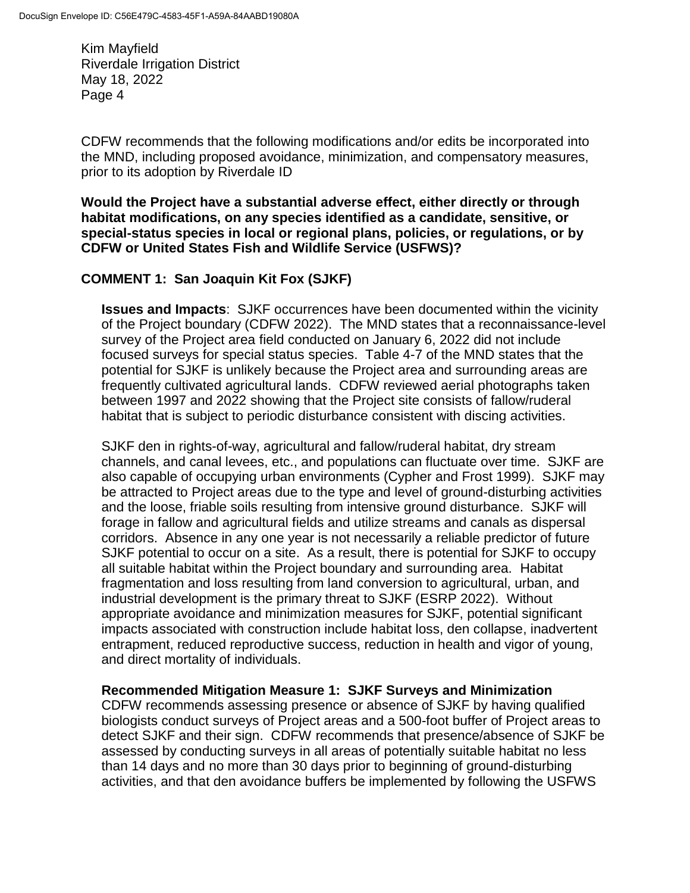CDFW recommends that the following modifications and/or edits be incorporated into the MND, including proposed avoidance, minimization, and compensatory measures, prior to its adoption by Riverdale ID

**Would the Project have a substantial adverse effect, either directly or through habitat modifications, on any species identified as a candidate, sensitive, or special-status species in local or regional plans, policies, or regulations, or by CDFW or United States Fish and Wildlife Service (USFWS)?**

**COMMENT 1: San Joaquin Kit Fox (SJKF)**

**Issues and Impacts**: SJKF occurrences have been documented within the vicinity of the Project boundary (CDFW 2022). The MND states that a reconnaissance-level survey of the Project area field conducted on January 6, 2022 did not include focused surveys for special status species. Table 4-7 of the MND states that the potential for SJKF is unlikely because the Project area and surrounding areas are frequently cultivated agricultural lands. CDFW reviewed aerial photographs taken between 1997 and 2022 showing that the Project site consists of fallow/ruderal habitat that is subject to periodic disturbance consistent with discing activities.

SJKF den in rights-of-way, agricultural and fallow/ruderal habitat, dry stream channels, and canal levees, etc., and populations can fluctuate over time. SJKF are also capable of occupying urban environments (Cypher and Frost 1999). SJKF may be attracted to Project areas due to the type and level of ground-disturbing activities and the loose, friable soils resulting from intensive ground disturbance. SJKF will forage in fallow and agricultural fields and utilize streams and canals as dispersal corridors. Absence in any one year is not necessarily a reliable predictor of future SJKF potential to occur on a site. As a result, there is potential for SJKF to occupy all suitable habitat within the Project boundary and surrounding area. Habitat fragmentation and loss resulting from land conversion to agricultural, urban, and industrial development is the primary threat to SJKF (ESRP 2022). Without appropriate avoidance and minimization measures for SJKF, potential significant impacts associated with construction include habitat loss, den collapse, inadvertent entrapment, reduced reproductive success, reduction in health and vigor of young, and direct mortality of individuals.

**Recommended Mitigation Measure 1: SJKF Surveys and Minimization**
CDFW recommends assessing presence or absence of SJKF by having qualified biologists conduct surveys of Project areas and a 500-foot buffer of Project areas to detect SJKF and their sign. CDFW recommends that presence/absence of SJKF be assessed by conducting surveys in all areas of potentially suitable habitat no less than 14 days and no more than 30 days prior to beginning of ground-disturbing activities, and that den avoidance buffers be implemented by following the USFWS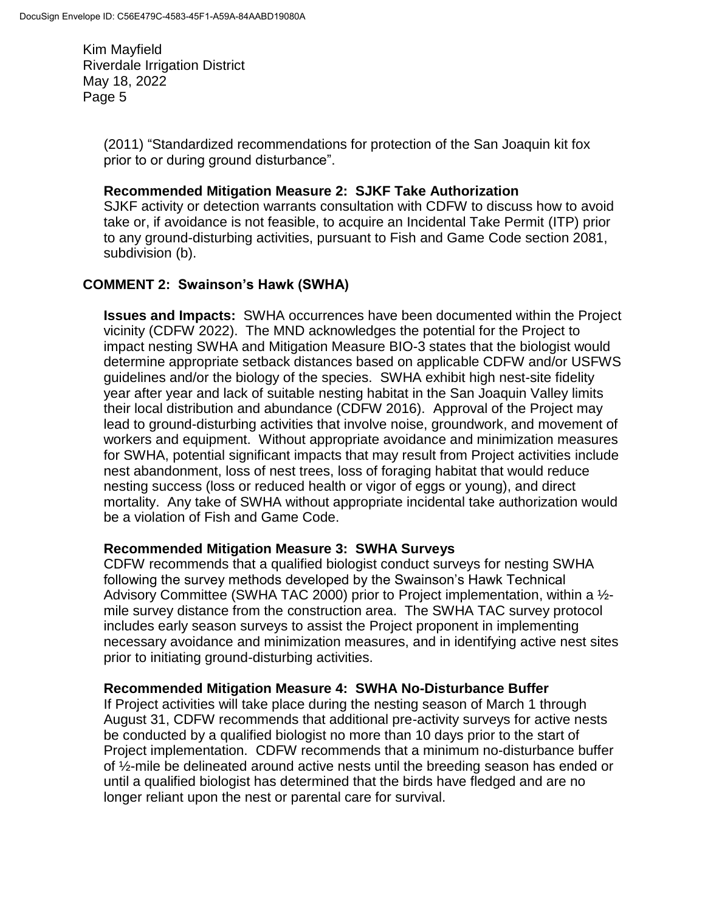(2011) "Standardized recommendations for protection of the San Joaquin kit fox prior to or during ground disturbance".

**Recommended Mitigation Measure 2: SJKF Take Authorization**
SJKF activity or detection warrants consultation with CDFW to discuss how to avoid take or, if avoidance is not feasible, to acquire an Incidental Take Permit (ITP) prior to any ground-disturbing activities, pursuant to Fish and Game Code section 2081, subdivision (b).

## COMMENT 2: Swainson's Hawk (SWHA)

**Issues and Impacts:** SWHA occurrences have been documented within the Project vicinity (CDFW 2022). The MND acknowledges the potential for the Project to impact nesting SWHA and Mitigation Measure BIO-3 states that the biologist would determine appropriate setback distances based on applicable CDFW and/or USFWS guidelines and/or the biology of the species. SWHA exhibit high nest-site fidelity year after year and lack of suitable nesting habitat in the San Joaquin Valley limits their local distribution and abundance (CDFW 2016). Approval of the Project may lead to ground-disturbing activities that involve noise, groundwork, and movement of workers and equipment. Without appropriate avoidance and minimization measures for SWHA, potential significant impacts that may result from Project activities include nest abandonment, loss of nest trees, loss of foraging habitat that would reduce nesting success (loss or reduced health or vigor of eggs or young), and direct mortality. Any take of SWHA without appropriate incidental take authorization would be a violation of Fish and Game Code.

**Recommended Mitigation Measure 3: SWHA Surveys**
CDFW recommends that a qualified biologist conduct surveys for nesting SWHA following the survey methods developed by the Swainson's Hawk Technical Advisory Committee (SWHA TAC 2000) prior to Project implementation, within a ½-mile survey distance from the construction area. The SWHA TAC survey protocol includes early season surveys to assist the Project proponent in implementing necessary avoidance and minimization measures, and in identifying active nest sites prior to initiating ground-disturbing activities.

**Recommended Mitigation Measure 4: SWHA No-Disturbance Buffer**
If Project activities will take place during the nesting season of March 1 through August 31, CDFW recommends that additional pre-activity surveys for active nests be conducted by a qualified biologist no more than 10 days prior to the start of Project implementation. CDFW recommends that a minimum no-disturbance buffer of ½-mile be delineated around active nests until the breeding season has ended or until a qualified biologist has determined that the birds have fledged and are no longer reliant upon the nest or parental care for survival.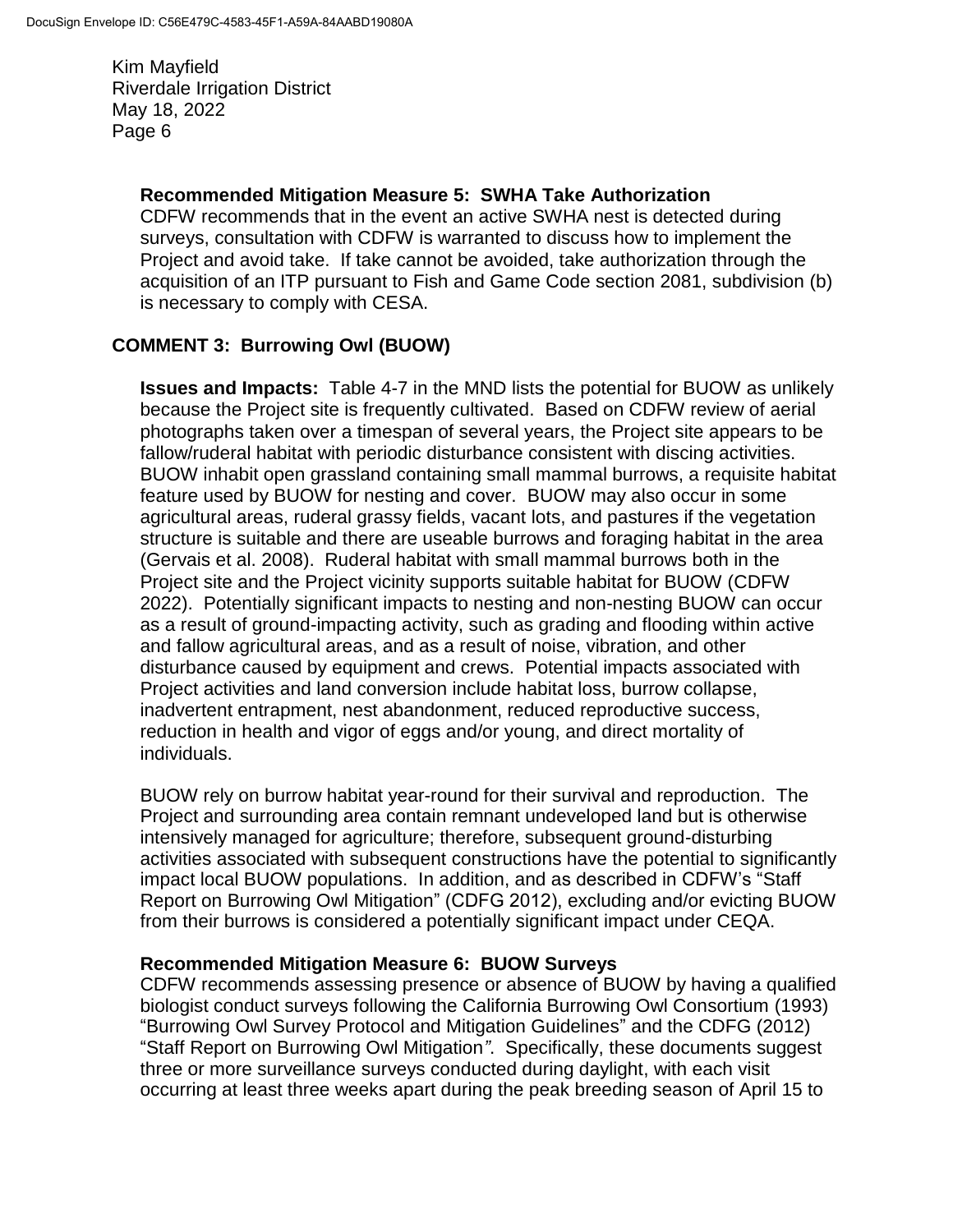**Recommended Mitigation Measure 5: SWHA Take Authorization**
CDFW recommends that in the event an active SWHA nest is detected during surveys, consultation with CDFW is warranted to discuss how to implement the Project and avoid take. If take cannot be avoided, take authorization through the acquisition of an ITP pursuant to Fish and Game Code section 2081, subdivision (b) is necessary to comply with CESA.

## COMMENT 3: Burrowing Owl (BUOW)

**Issues and Impacts:** Table 4-7 in the MND lists the potential for BUOW as unlikely because the Project site is frequently cultivated. Based on CDFW review of aerial photographs taken over a timespan of several years, the Project site appears to be fallow/ruderal habitat with periodic disturbance consistent with discing activities. BUOW inhabit open grassland containing small mammal burrows, a requisite habitat feature used by BUOW for nesting and cover. BUOW may also occur in some agricultural areas, ruderal grassy fields, vacant lots, and pastures if the vegetation structure is suitable and there are useable burrows and foraging habitat in the area (Gervais et al. 2008). Ruderal habitat with small mammal burrows both in the Project site and the Project vicinity supports suitable habitat for BUOW (CDFW 2022). Potentially significant impacts to nesting and non-nesting BUOW can occur as a result of ground-impacting activity, such as grading and flooding within active and fallow agricultural areas, and as a result of noise, vibration, and other disturbance caused by equipment and crews. Potential impacts associated with Project activities and land conversion include habitat loss, burrow collapse, inadvertent entrapment, nest abandonment, reduced reproductive success, reduction in health and vigor of eggs and/or young, and direct mortality of individuals.

BUOW rely on burrow habitat year-round for their survival and reproduction. The Project and surrounding area contain remnant undeveloped land but is otherwise intensively managed for agriculture; therefore, subsequent ground-disturbing activities associated with subsequent constructions have the potential to significantly impact local BUOW populations. In addition, and as described in CDFW's "Staff Report on Burrowing Owl Mitigation" (CDFG 2012), excluding and/or evicting BUOW from their burrows is considered a potentially significant impact under CEQA.

**Recommended Mitigation Measure 6: BUOW Surveys**
CDFW recommends assessing presence or absence of BUOW by having a qualified biologist conduct surveys following the California Burrowing Owl Consortium (1993) "Burrowing Owl Survey Protocol and Mitigation Guidelines" and the CDFG (2012) "Staff Report on Burrowing Owl Mitigation*"*. Specifically, these documents suggest three or more surveillance surveys conducted during daylight, with each visit occurring at least three weeks apart during the peak breeding season of April 15 to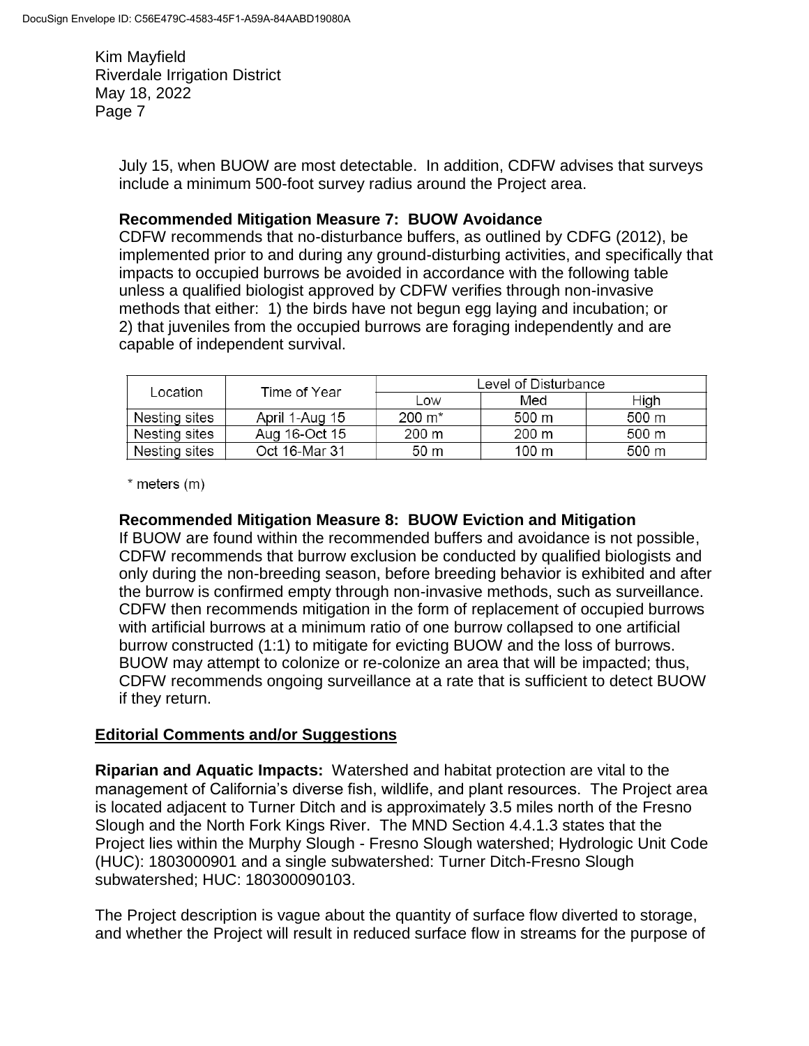July 15, when BUOW are most detectable. In addition, CDFW advises that surveys include a minimum 500-foot survey radius around the Project area.

**Recommended Mitigation Measure 7: BUOW Avoidance**
CDFW recommends that no-disturbance buffers, as outlined by CDFG (2012), be implemented prior to and during any ground-disturbing activities, and specifically that impacts to occupied burrows be avoided in accordance with the following table unless a qualified biologist approved by CDFW verifies through non-invasive methods that either: 1) the birds have not begun egg laying and incubation; or 2) that juveniles from the occupied burrows are foraging independently and are capable of independent survival.

| Location | Time of Year | Level of Disturbance | | |
|---|---|---|---|---|
| | | Low | Med | High |
| Nesting sites | April 1-Aug 15 | 200 m* | 500 m | 500 m |
| Nesting sites | Aug 16-Oct 15 | 200 m | 200 m | 500 m |
| Nesting sites | Oct 16-Mar 31 | 50 m | 100 m | 500 m |

* meters (m)

**Recommended Mitigation Measure 8: BUOW Eviction and Mitigation**
If BUOW are found within the recommended buffers and avoidance is not possible, CDFW recommends that burrow exclusion be conducted by qualified biologists and only during the non-breeding season, before breeding behavior is exhibited and after the burrow is confirmed empty through non-invasive methods, such as surveillance. CDFW then recommends mitigation in the form of replacement of occupied burrows with artificial burrows at a minimum ratio of one burrow collapsed to one artificial burrow constructed (1:1) to mitigate for evicting BUOW and the loss of burrows. BUOW may attempt to colonize or re-colonize an area that will be impacted; thus, CDFW recommends ongoing surveillance at a rate that is sufficient to detect BUOW if they return.

## Editorial Comments and/or Suggestions

**Riparian and Aquatic Impacts:** Watershed and habitat protection are vital to the management of California's diverse fish, wildlife, and plant resources. The Project area is located adjacent to Turner Ditch and is approximately 3.5 miles north of the Fresno Slough and the North Fork Kings River. The MND Section 4.4.1.3 states that the Project lies within the Murphy Slough - Fresno Slough watershed; Hydrologic Unit Code (HUC): 1803000901 and a single subwatershed: Turner Ditch-Fresno Slough subwatershed; HUC: 180300090103.

The Project description is vague about the quantity of surface flow diverted to storage, and whether the Project will result in reduced surface flow in streams for the purpose of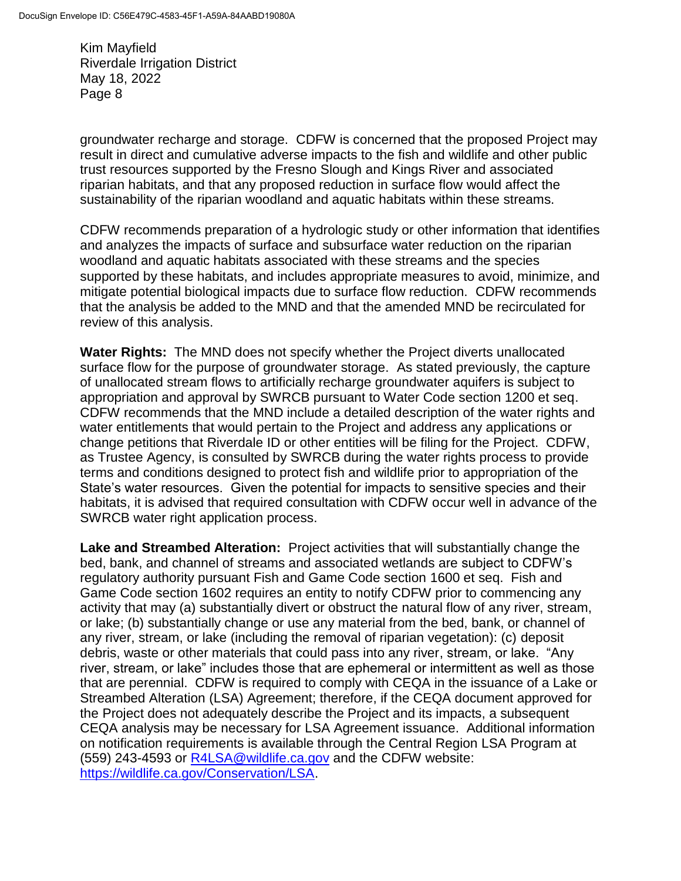groundwater recharge and storage. CDFW is concerned that the proposed Project may result in direct and cumulative adverse impacts to the fish and wildlife and other public trust resources supported by the Fresno Slough and Kings River and associated riparian habitats, and that any proposed reduction in surface flow would affect the sustainability of the riparian woodland and aquatic habitats within these streams.

CDFW recommends preparation of a hydrologic study or other information that identifies and analyzes the impacts of surface and subsurface water reduction on the riparian woodland and aquatic habitats associated with these streams and the species supported by these habitats, and includes appropriate measures to avoid, minimize, and mitigate potential biological impacts due to surface flow reduction. CDFW recommends that the analysis be added to the MND and that the amended MND be recirculated for review of this analysis.

**Water Rights:** The MND does not specify whether the Project diverts unallocated surface flow for the purpose of groundwater storage. As stated previously, the capture of unallocated stream flows to artificially recharge groundwater aquifers is subject to appropriation and approval by SWRCB pursuant to Water Code section 1200 et seq. CDFW recommends that the MND include a detailed description of the water rights and water entitlements that would pertain to the Project and address any applications or change petitions that Riverdale ID or other entities will be filing for the Project. CDFW, as Trustee Agency, is consulted by SWRCB during the water rights process to provide terms and conditions designed to protect fish and wildlife prior to appropriation of the State's water resources. Given the potential for impacts to sensitive species and their habitats, it is advised that required consultation with CDFW occur well in advance of the SWRCB water right application process.

**Lake and Streambed Alteration:** Project activities that will substantially change the bed, bank, and channel of streams and associated wetlands are subject to CDFW's regulatory authority pursuant Fish and Game Code section 1600 et seq. Fish and Game Code section 1602 requires an entity to notify CDFW prior to commencing any activity that may (a) substantially divert or obstruct the natural flow of any river, stream, or lake; (b) substantially change or use any material from the bed, bank, or channel of any river, stream, or lake (including the removal of riparian vegetation): (c) deposit debris, waste or other materials that could pass into any river, stream, or lake. "Any river, stream, or lake" includes those that are ephemeral or intermittent as well as those that are perennial. CDFW is required to comply with CEQA in the issuance of a Lake or Streambed Alteration (LSA) Agreement; therefore, if the CEQA document approved for the Project does not adequately describe the Project and its impacts, a subsequent CEQA analysis may be necessary for LSA Agreement issuance. Additional information on notification requirements is available through the Central Region LSA Program at (559) 243-4593 or [R4LSA@wildlife.ca.gov](mailto:R4LSA@wildlife.ca.gov) and the CDFW website: [https://wildlife.ca.gov/Conservation/LSA](https://wildlife.ca.gov/Conservation/LSA).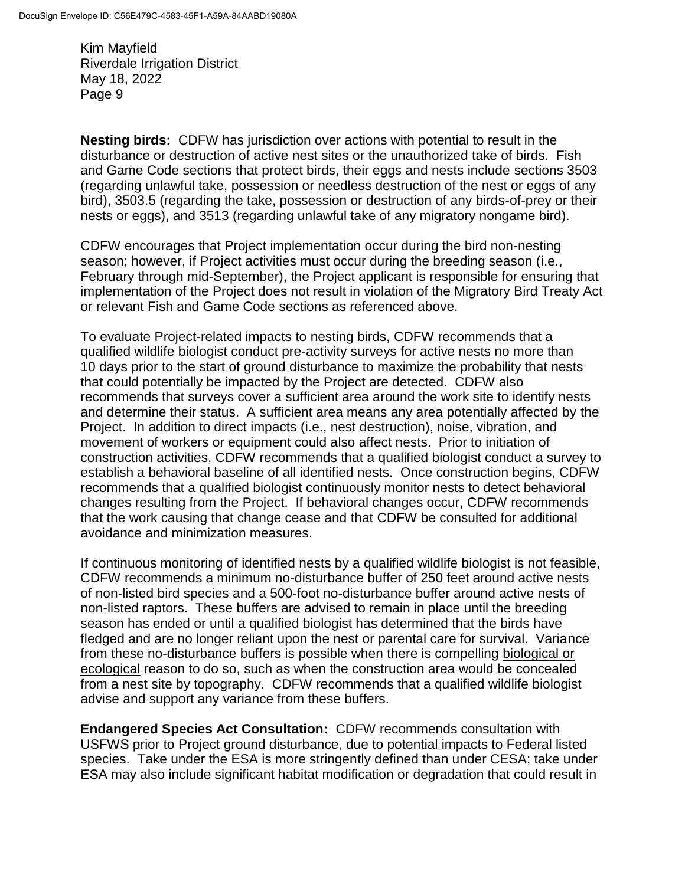**Nesting birds:** CDFW has jurisdiction over actions with potential to result in the disturbance or destruction of active nest sites or the unauthorized take of birds. Fish and Game Code sections that protect birds, their eggs and nests include sections 3503 (regarding unlawful take, possession or needless destruction of the nest or eggs of any bird), 3503.5 (regarding the take, possession or destruction of any birds-of-prey or their nests or eggs), and 3513 (regarding unlawful take of any migratory nongame bird).

CDFW encourages that Project implementation occur during the bird non-nesting season; however, if Project activities must occur during the breeding season (i.e., February through mid-September), the Project applicant is responsible for ensuring that implementation of the Project does not result in violation of the Migratory Bird Treaty Act or relevant Fish and Game Code sections as referenced above.

To evaluate Project-related impacts to nesting birds, CDFW recommends that a qualified wildlife biologist conduct pre-activity surveys for active nests no more than 10 days prior to the start of ground disturbance to maximize the probability that nests that could potentially be impacted by the Project are detected. CDFW also recommends that surveys cover a sufficient area around the work site to identify nests and determine their status. A sufficient area means any area potentially affected by the Project. In addition to direct impacts (i.e., nest destruction), noise, vibration, and movement of workers or equipment could also affect nests. Prior to initiation of construction activities, CDFW recommends that a qualified biologist conduct a survey to establish a behavioral baseline of all identified nests. Once construction begins, CDFW recommends that a qualified biologist continuously monitor nests to detect behavioral changes resulting from the Project. If behavioral changes occur, CDFW recommends that the work causing that change cease and that CDFW be consulted for additional avoidance and minimization measures.

If continuous monitoring of identified nests by a qualified wildlife biologist is not feasible, CDFW recommends a minimum no-disturbance buffer of 250 feet around active nests of non-listed bird species and a 500-foot no-disturbance buffer around active nests of non-listed raptors. These buffers are advised to remain in place until the breeding season has ended or until a qualified biologist has determined that the birds have fledged and are no longer reliant upon the nest or parental care for survival. Variance from these no-disturbance buffers is possible when there is compelling biological or ecological reason to do so, such as when the construction area would be concealed from a nest site by topography. CDFW recommends that a qualified wildlife biologist advise and support any variance from these buffers.

**Endangered Species Act Consultation:** CDFW recommends consultation with USFWS prior to Project ground disturbance, due to potential impacts to Federal listed species. Take under the ESA is more stringently defined than under CESA; take under ESA may also include significant habitat modification or degradation that could result in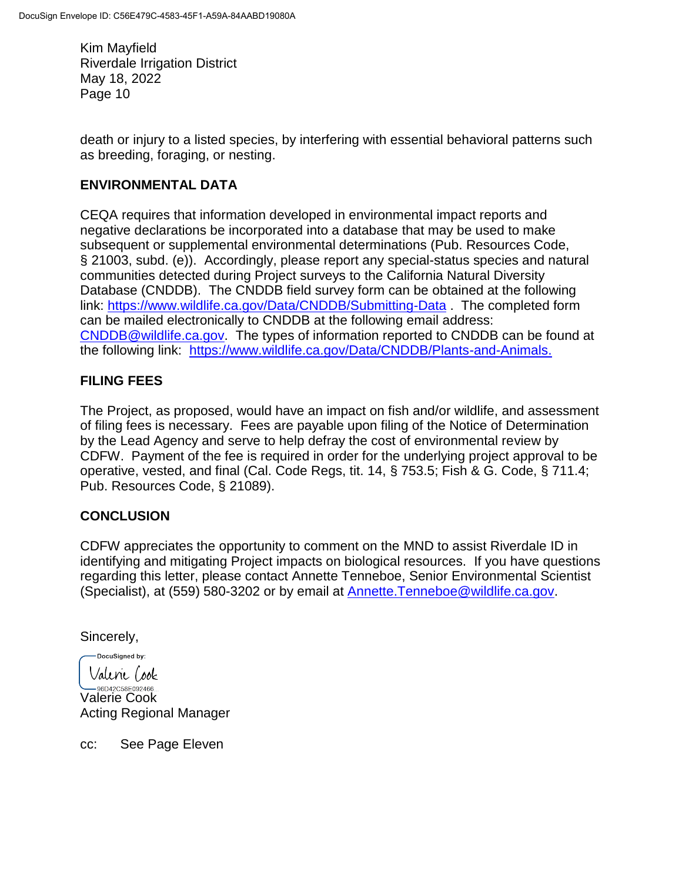death or injury to a listed species, by interfering with essential behavioral patterns such as breeding, foraging, or nesting.

## ENVIRONMENTAL DATA

CEQA requires that information developed in environmental impact reports and negative declarations be incorporated into a database that may be used to make subsequent or supplemental environmental determinations (Pub. Resources Code, § 21003, subd. (e)). Accordingly, please report any special-status species and natural communities detected during Project surveys to the California Natural Diversity Database (CNDDB). The CNDDB field survey form can be obtained at the following link: https://www.wildlife.ca.gov/Data/CNDDB/Submitting-Data . The completed form can be mailed electronically to CNDDB at the following email address: CNDDB@wildlife.ca.gov. The types of information reported to CNDDB can be found at the following link: https://www.wildlife.ca.gov/Data/CNDDB/Plants-and-Animals.

## FILING FEES

The Project, as proposed, would have an impact on fish and/or wildlife, and assessment of filing fees is necessary. Fees are payable upon filing of the Notice of Determination by the Lead Agency and serve to help defray the cost of environmental review by CDFW. Payment of the fee is required in order for the underlying project approval to be operative, vested, and final (Cal. Code Regs, tit. 14, § 753.5; Fish & G. Code, § 711.4; Pub. Resources Code, § 21089).

## CONCLUSION

CDFW appreciates the opportunity to comment on the MND to assist Riverdale ID in identifying and mitigating Project impacts on biological resources. If you have questions regarding this letter, please contact Annette Tenneboe, Senior Environmental Scientist (Specialist), at (559) 580-3202 or by email at Annette.Tenneboe@wildlife.ca.gov.

Sincerely,

DocuSigned by:
Valerie Cook
96D42C58E092466

Valerie Cook
Acting Regional Manager

cc: See Page Eleven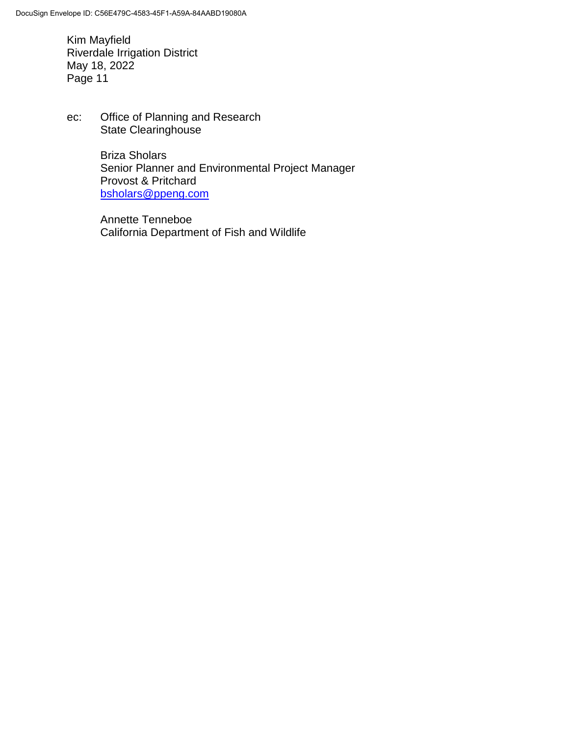ec: Office of Planning and Research
State Clearinghouse

Briza Sholars
Senior Planner and Environmental Project Manager
Provost & Pritchard
[bsholars@ppeng.com](mailto:bsholars@ppeng.com)

Annette Tenneboe
California Department of Fish and Wildlife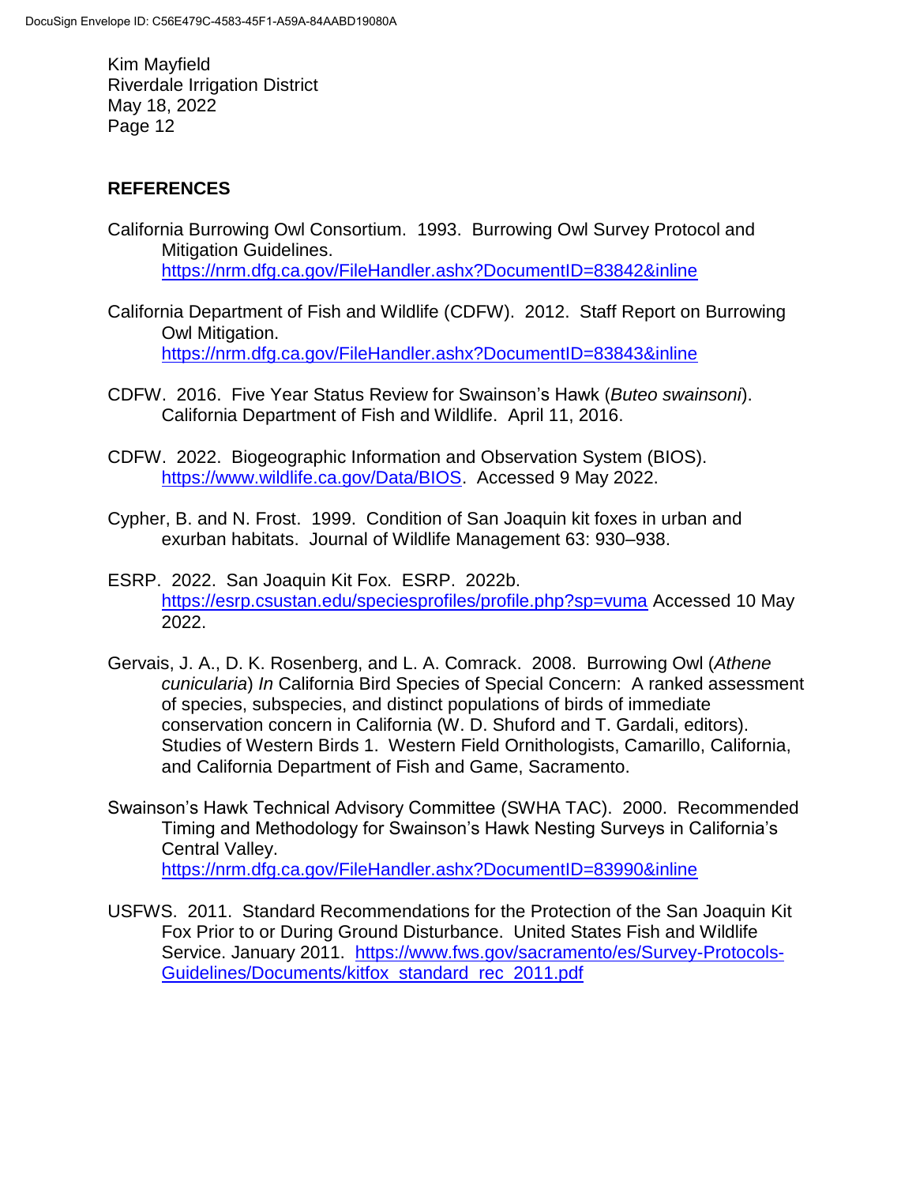## REFERENCES

California Burrowing Owl Consortium. 1993. Burrowing Owl Survey Protocol and Mitigation Guidelines. https://nrm.dfg.ca.gov/FileHandler.ashx?DocumentID=83842&inline

California Department of Fish and Wildlife (CDFW). 2012. Staff Report on Burrowing Owl Mitigation. https://nrm.dfg.ca.gov/FileHandler.ashx?DocumentID=83843&inline

CDFW. 2016. Five Year Status Review for Swainson's Hawk (*Buteo swainsoni*). California Department of Fish and Wildlife. April 11, 2016.

CDFW. 2022. Biogeographic Information and Observation System (BIOS). https://www.wildlife.ca.gov/Data/BIOS. Accessed 9 May 2022.

Cypher, B. and N. Frost. 1999. Condition of San Joaquin kit foxes in urban and exurban habitats. Journal of Wildlife Management 63: 930–938.

ESRP. 2022. San Joaquin Kit Fox. ESRP. 2022b. https://esrp.csustan.edu/speciesprofiles/profile.php?sp=vuma Accessed 10 May 2022.

Gervais, J. A., D. K. Rosenberg, and L. A. Comrack. 2008. Burrowing Owl (*Athene cunicularia*) *In* California Bird Species of Special Concern: A ranked assessment of species, subspecies, and distinct populations of birds of immediate conservation concern in California (W. D. Shuford and T. Gardali, editors). Studies of Western Birds 1. Western Field Ornithologists, Camarillo, California, and California Department of Fish and Game, Sacramento.

Swainson's Hawk Technical Advisory Committee (SWHA TAC). 2000. Recommended Timing and Methodology for Swainson's Hawk Nesting Surveys in California's Central Valley. https://nrm.dfg.ca.gov/FileHandler.ashx?DocumentID=83990&inline

USFWS. 2011. Standard Recommendations for the Protection of the San Joaquin Kit Fox Prior to or During Ground Disturbance. United States Fish and Wildlife Service. January 2011. https://www.fws.gov/sacramento/es/Survey-Protocols-Guidelines/Documents/kitfox_standard_rec_2011.pdf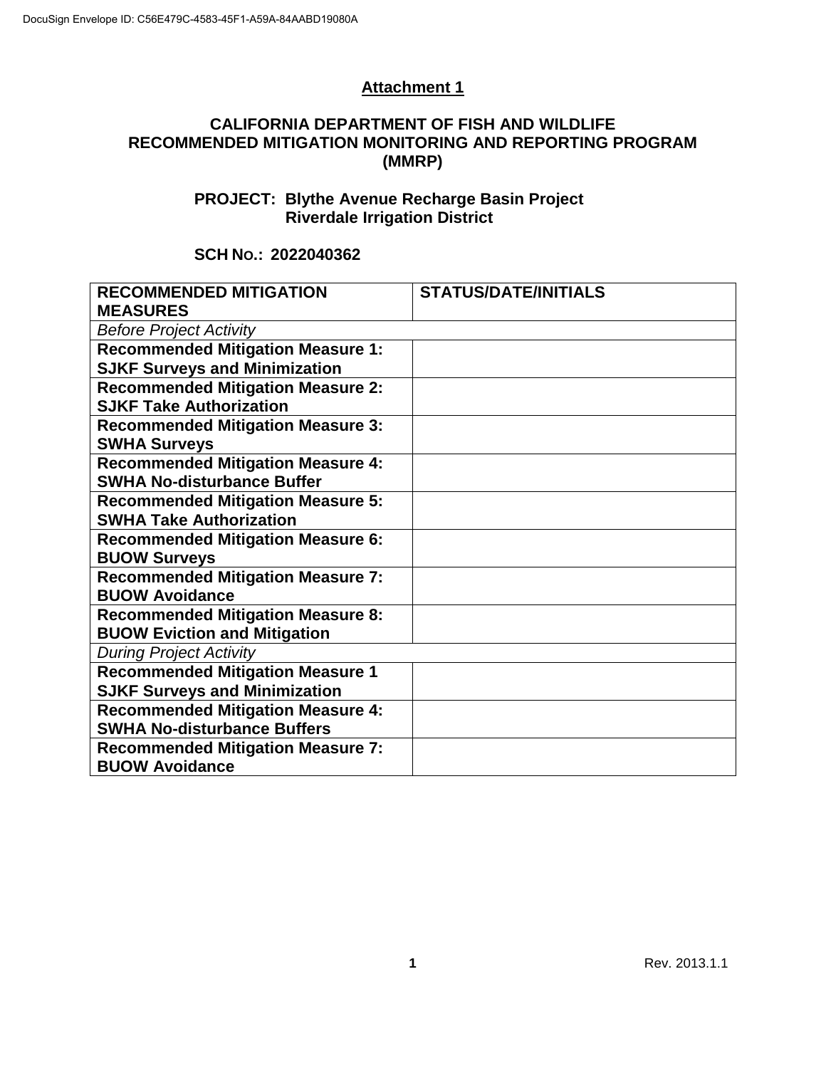DocuSign Envelope ID: C56E479C-4583-45F1-A59A-84AABD19080A

**Attachment 1**

## CALIFORNIA DEPARTMENT OF FISH AND WILDLIFE RECOMMENDED MITIGATION MONITORING AND REPORTING PROGRAM (MMRP)

**PROJECT: Blythe Avenue Recharge Basin Project Riverdale Irrigation District**

**SCH NO.: 2022040362**

| RECOMMENDED MITIGATION MEASURES | STATUS/DATE/INITIALS |
|---|---|
| *Before Project Activity* | |
| **Recommended Mitigation Measure 1: SJKF Surveys and Minimization** | |
| **Recommended Mitigation Measure 2: SJKF Take Authorization** | |
| **Recommended Mitigation Measure 3: SWHA Surveys** | |
| **Recommended Mitigation Measure 4: SWHA No-disturbance Buffer** | |
| **Recommended Mitigation Measure 5: SWHA Take Authorization** | |
| **Recommended Mitigation Measure 6: BUOW Surveys** | |
| **Recommended Mitigation Measure 7: BUOW Avoidance** | |
| **Recommended Mitigation Measure 8: BUOW Eviction and Mitigation** | |
| *During Project Activity* | |
| **Recommended Mitigation Measure 1 SJKF Surveys and Minimization** | |
| **Recommended Mitigation Measure 4: SWHA No-disturbance Buffers** | |
| **Recommended Mitigation Measure 7: BUOW Avoidance** | |

Rev. 2013.1.1